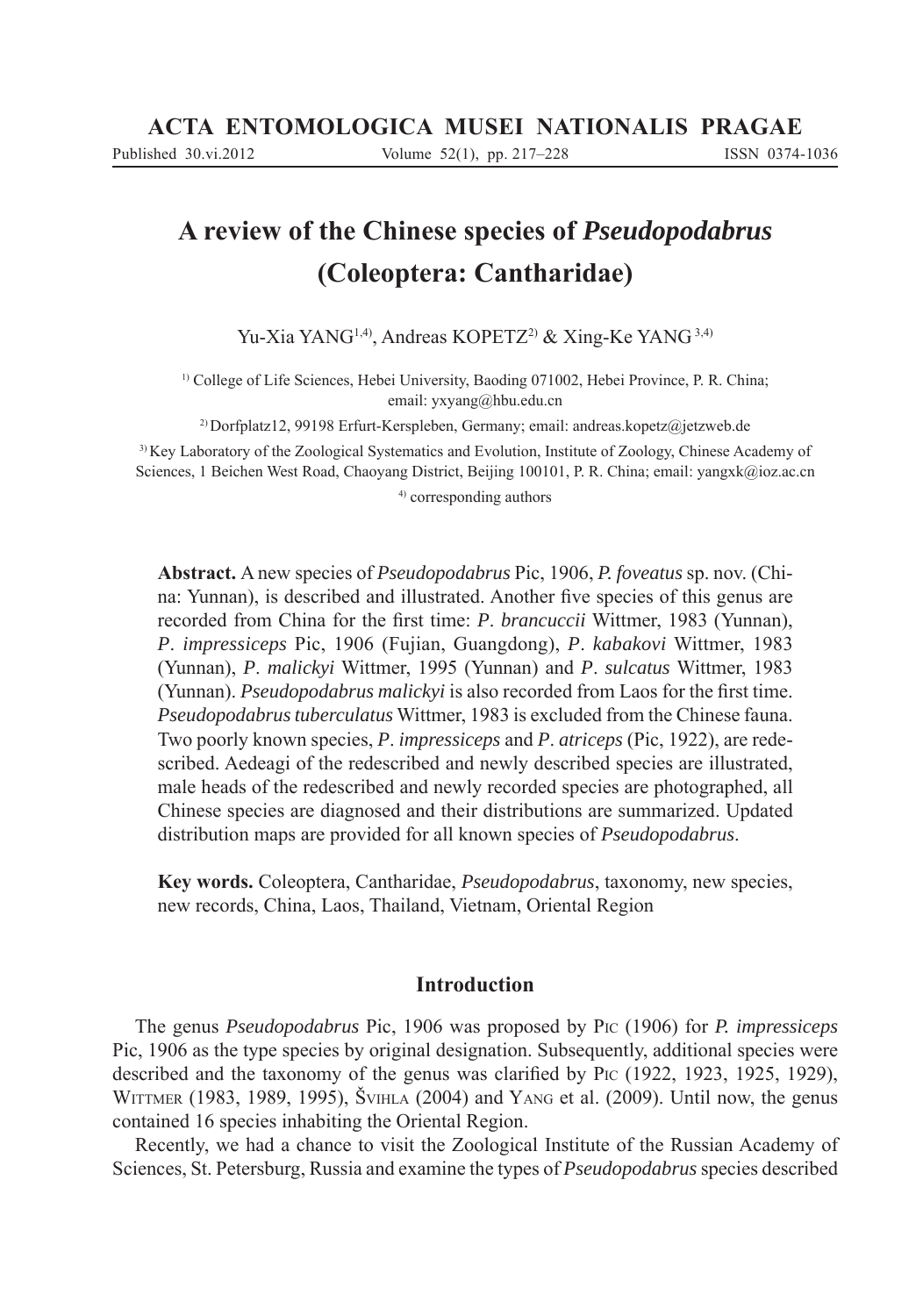ACTA ENTOMOLOGICA MUSEI NATIONALIS PRAGAE

Published 30.vi.2012 Volume 52(1), pp. 217–228 ISSN 0374-1036

# A review of the Chinese species of *Pseudopodabrus* (Coleoptera: Cantharidae)

Yu-Xia YANG[1,4], Andreas KOPETZ[2] & Xing-Ke YANG[3,4]

[1] College of Life Sciences, Hebei University, Baoding 071002, Hebei Province, P. R. China; email: yxyang@hbu.edu.cn

[2] Dorfplatz12, 99198 Erfurt-Kerspleben, Germany; email: andreas.kopetz@jetzweb.de

[3] Key Laboratory of the Zoological Systematics and Evolution, Institute of Zoology, Chinese Academy of Sciences, 1 Beichen West Road, Chaoyang District, Beijing 100101, P. R. China; email: yangxk@ioz.ac.cn

[4] corresponding authors

**Abstract.** A new species of *Pseudopodabrus* Pic, 1906, *P. foveatus* sp. nov. (China: Yunnan), is described and illustrated. Another five species of this genus are recorded from China for the first time: *P. brancuccii* Wittmer, 1983 (Yunnan), *P. impressiceps* Pic, 1906 (Fujian, Guangdong), *P. kabakovi* Wittmer, 1983 (Yunnan), *P. malickyi* Wittmer, 1995 (Yunnan) and *P. sulcatus* Wittmer, 1983 (Yunnan). *Pseudopodabrus malickyi* is also recorded from Laos for the first time. *Pseudopodabrus tuberculatus* Wittmer, 1983 is excluded from the Chinese fauna. Two poorly known species, *P. impressiceps* and *P. atriceps* (Pic, 1922), are redescribed. Aedeagi of the redescribed and newly described species are illustrated, male heads of the redescribed and newly recorded species are photographed, all Chinese species are diagnosed and their distributions are summarized. Updated distribution maps are provided for all known species of *Pseudopodabrus*.

**Key words.** Coleoptera, Cantharidae, *Pseudopodabrus*, taxonomy, new species, new records, China, Laos, Thailand, Vietnam, Oriental Region

## Introduction

The genus *Pseudopodabrus* Pic, 1906 was proposed by Pic (1906) for *P. impressiceps* Pic, 1906 as the type species by original designation. Subsequently, additional species were described and the taxonomy of the genus was clarified by Pic (1922, 1923, 1925, 1929), Wittmer (1983, 1989, 1995), Švihla (2004) and Yang et al. (2009). Until now, the genus contained 16 species inhabiting the Oriental Region.

Recently, we had a chance to visit the Zoological Institute of the Russian Academy of Sciences, St. Petersburg, Russia and examine the types of *Pseudopodabrus* species described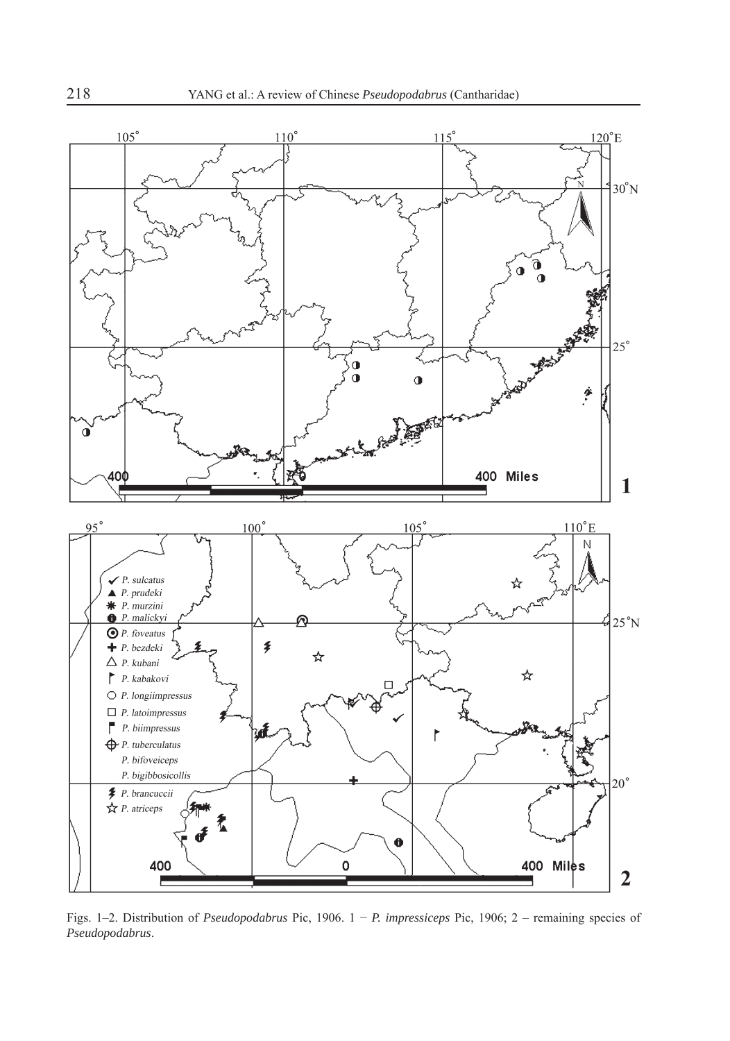Figs. 1–2. Distribution of *Pseudopodabrus* Pic, 1906. 1 − *P. impressiceps* Pic, 1906; 2 – remaining species of *Pseudopodabrus*.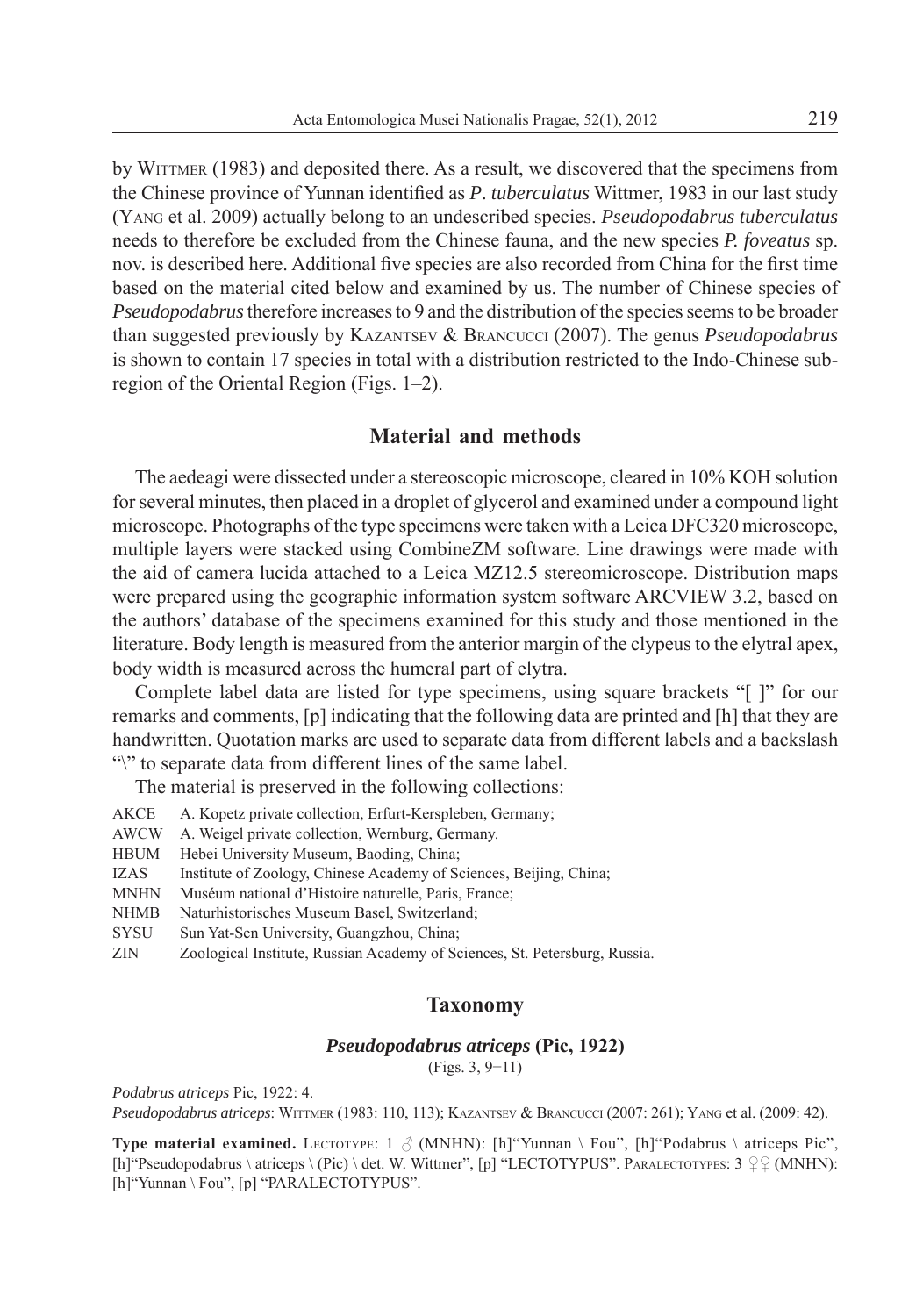by WITTMER (1983) and deposited there. As a result, we discovered that the specimens from the Chinese province of Yunnan identified as *P. tuberculatus* Wittmer, 1983 in our last study (YANG et al. 2009) actually belong to an undescribed species. *Pseudopodabrus tuberculatus* needs to therefore be excluded from the Chinese fauna, and the new species *P. foveatus* sp. nov. is described here. Additional five species are also recorded from China for the first time based on the material cited below and examined by us. The number of Chinese species of *Pseudopodabrus* therefore increases to 9 and the distribution of the species seems to be broader than suggested previously by KAZANTSEV & BRANCUCCI (2007). The genus *Pseudopodabrus* is shown to contain 17 species in total with a distribution restricted to the Indo-Chinese subregion of the Oriental Region (Figs. 1–2).

## Material and methods

The aedeagi were dissected under a stereoscopic microscope, cleared in 10% KOH solution for several minutes, then placed in a droplet of glycerol and examined under a compound light microscope. Photographs of the type specimens were taken with a Leica DFC320 microscope, multiple layers were stacked using CombineZM software. Line drawings were made with the aid of camera lucida attached to a Leica MZ12.5 stereomicroscope. Distribution maps were prepared using the geographic information system software ARCVIEW 3.2, based on the authors' database of the specimens examined for this study and those mentioned in the literature. Body length is measured from the anterior margin of the clypeus to the elytral apex, body width is measured across the humeral part of elytra.

Complete label data are listed for type specimens, using square brackets "[ ]" for our remarks and comments, [p] indicating that the following data are printed and [h] that they are handwritten. Quotation marks are used to separate data from different labels and a backslash "\" to separate data from different lines of the same label.

The material is preserved in the following collections:

AKCE  A. Kopetz private collection, Erfurt-Kerspleben, Germany;
AWCW  A. Weigel private collection, Wernburg, Germany.
HBUM  Hebei University Museum, Baoding, China;
IZAS  Institute of Zoology, Chinese Academy of Sciences, Beijing, China;
MNHN  Muséum national d'Histoire naturelle, Paris, France;
NHMB  Naturhistorisches Museum Basel, Switzerland;
SYSU  Sun Yat-Sen University, Guangzhou, China;
ZIN  Zoological Institute, Russian Academy of Sciences, St. Petersburg, Russia.

## Taxonomy

### *Pseudopodabrus atriceps* (Pic, 1922)

(Figs. 3, 9–11)

*Podabrus atriceps* Pic, 1922: 4.
*Pseudopodabrus atriceps*: WITTMER (1983: 110, 113); KAZANTSEV & BRANCUCCI (2007: 261); YANG et al. (2009: 42).

**Type material examined.** LECTOTYPE: 1 ♂ (MNHN): [h]"Yunnan \ Fou", [h]"Podabrus \ atriceps Pic", [h]"Pseudopodabrus \ atriceps \ (Pic) \ det. W. Wittmer", [p] "LECTOTYPUS". PARALECTOTYPES: 3 ♀♀ (MNHN): [h]"Yunnan \ Fou", [p] "PARALECTOTYPUS".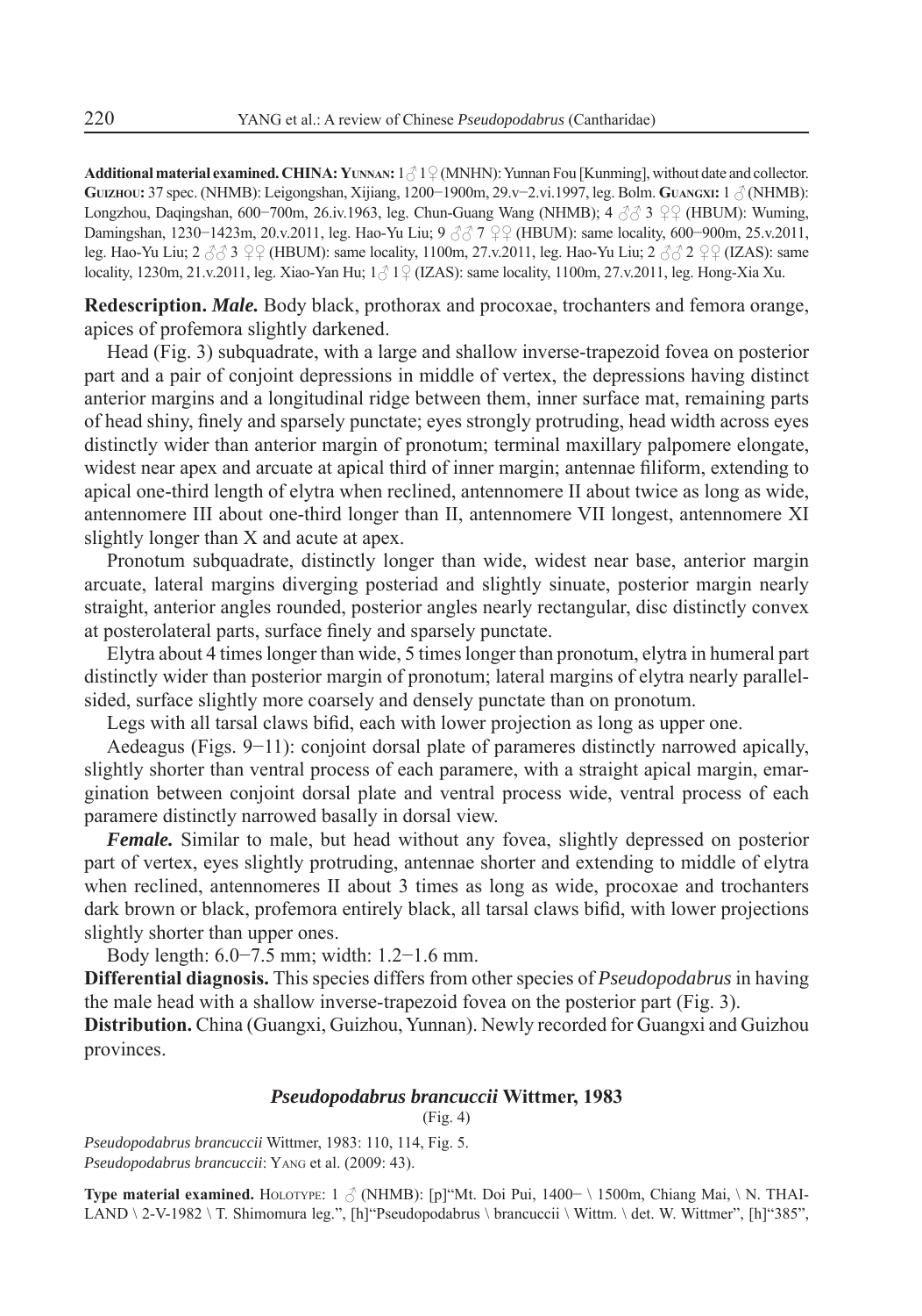**Additional material examined. CHINA: Yunnan:** 1♂ 1♀ (MNHN): Yunnan Fou [Kunming], without date and collector. **Guizhou:** 37 spec. (NHMB): Leigongshan, Xijiang, 1200−1900m, 29.v−2.vi.1997, leg. Bolm. **Guangxi:** 1 ♂ (NHMB): Longzhou, Daqingshan, 600−700m, 26.iv.1963, leg. Chun-Guang Wang (NHMB); 4 ♂♂ 3 ♀♀ (HBUM): Wuming, Damingshan, 1230−1423m, 20.v.2011, leg. Hao-Yu Liu; 9 ♂♂ 7 ♀♀ (HBUM): same locality, 600−900m, 25.v.2011, leg. Hao-Yu Liu; 2 ♂♂ 3 ♀♀ (HBUM): same locality, 1100m, 27.v.2011, leg. Hao-Yu Liu; 2 ♂♂ 2 ♀♀ (IZAS): same locality, 1230m, 21.v.2011, leg. Xiao-Yan Hu; 1♂ 1♀ (IZAS): same locality, 1100m, 27.v.2011, leg. Hong-Xia Xu.

**Redescription.** ***Male.*** Body black, prothorax and procoxae, trochanters and femora orange, apices of profemora slightly darkened.

Head (Fig. 3) subquadrate, with a large and shallow inverse-trapezoid fovea on posterior part and a pair of conjoint depressions in middle of vertex, the depressions having distinct anterior margins and a longitudinal ridge between them, inner surface mat, remaining parts of head shiny, finely and sparsely punctate; eyes strongly protruding, head width across eyes distinctly wider than anterior margin of pronotum; terminal maxillary palpomere elongate, widest near apex and arcuate at apical third of inner margin; antennae filiform, extending to apical one-third length of elytra when reclined, antennomere II about twice as long as wide, antennomere III about one-third longer than II, antennomere VII longest, antennomere XI slightly longer than X and acute at apex.

Pronotum subquadrate, distinctly longer than wide, widest near base, anterior margin arcuate, lateral margins diverging posteriad and slightly sinuate, posterior margin nearly straight, anterior angles rounded, posterior angles nearly rectangular, disc distinctly convex at posterolateral parts, surface finely and sparsely punctate.

Elytra about 4 times longer than wide, 5 times longer than pronotum, elytra in humeral part distinctly wider than posterior margin of pronotum; lateral margins of elytra nearly parallel-sided, surface slightly more coarsely and densely punctate than on pronotum.

Legs with all tarsal claws bifid, each with lower projection as long as upper one.

Aedeagus (Figs. 9−11): conjoint dorsal plate of parameres distinctly narrowed apically, slightly shorter than ventral process of each paramere, with a straight apical margin, emargination between conjoint dorsal plate and ventral process wide, ventral process of each paramere distinctly narrowed basally in dorsal view.

***Female.*** Similar to male, but head without any fovea, slightly depressed on posterior part of vertex, eyes slightly protruding, antennae shorter and extending to middle of elytra when reclined, antennomeres II about 3 times as long as wide, procoxae and trochanters dark brown or black, profemora entirely black, all tarsal claws bifid, with lower projections slightly shorter than upper ones.

Body length: 6.0−7.5 mm; width: 1.2−1.6 mm.

**Differential diagnosis.** This species differs from other species of *Pseudopodabrus* in having the male head with a shallow inverse-trapezoid fovea on the posterior part (Fig. 3).

**Distribution.** China (Guangxi, Guizhou, Yunnan). Newly recorded for Guangxi and Guizhou provinces.

### *Pseudopodabrus brancuccii* Wittmer, 1983

(Fig. 4)

*Pseudopodabrus brancuccii* Wittmer, 1983: 110, 114, Fig. 5.
*Pseudopodabrus brancuccii*: Yang et al. (2009: 43).

**Type material examined.** Holotype: 1 ♂ (NHMB): [p]"Mt. Doi Pui, 1400− \ 1500m, Chiang Mai, \ N. THAILAND \ 2-V-1982 \ T. Shimomura leg.", [h]"Pseudopodabrus \ brancuccii \ Wittm. \ det. W. Wittmer", [h]"385",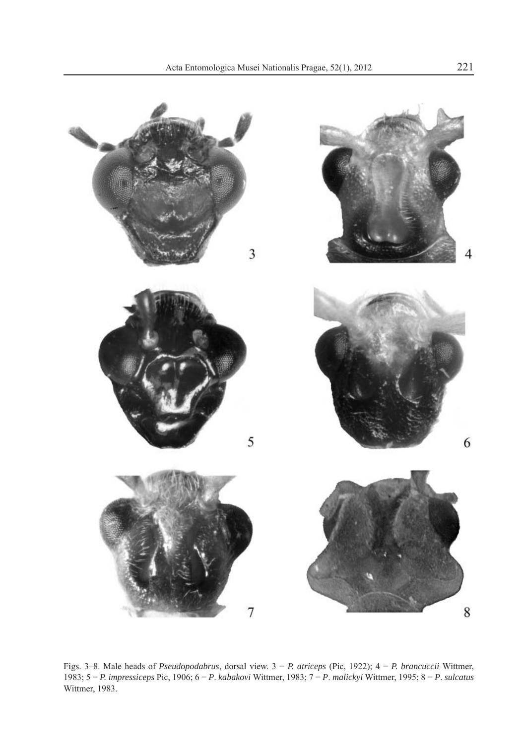Figs. 3–8. Male heads of *Pseudopodabrus*, dorsal view. 3 − *P. atriceps* (Pic, 1922); 4 − *P. brancuccii* Wittmer, 1983; 5 − *P. impressiceps* Pic, 1906; 6 − *P*. *kabakovi* Wittmer, 1983; 7 − *P*. *malickyi* Wittmer, 1995; 8 − *P*. *sulcatus* Wittmer, 1983.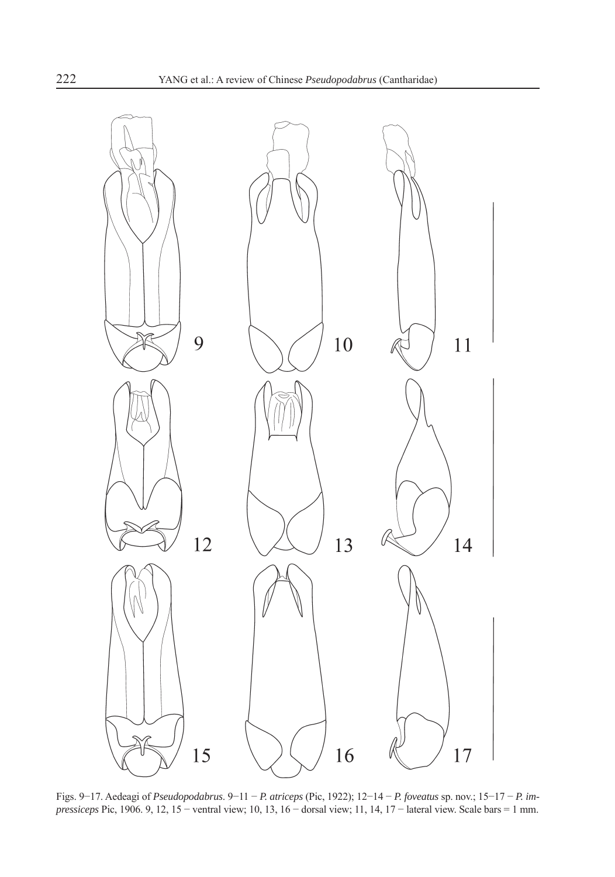Figs. 9−17. Aedeagi of *Pseudopodabrus*. 9−11 − *P. atriceps* (Pic, 1922); 12−14 − *P. foveatus* sp. nov.; 15−17 − *P. impressiceps* Pic, 1906. 9, 12, 15 − ventral view; 10, 13, 16 − dorsal view; 11, 14, 17 − lateral view. Scale bars = 1 mm.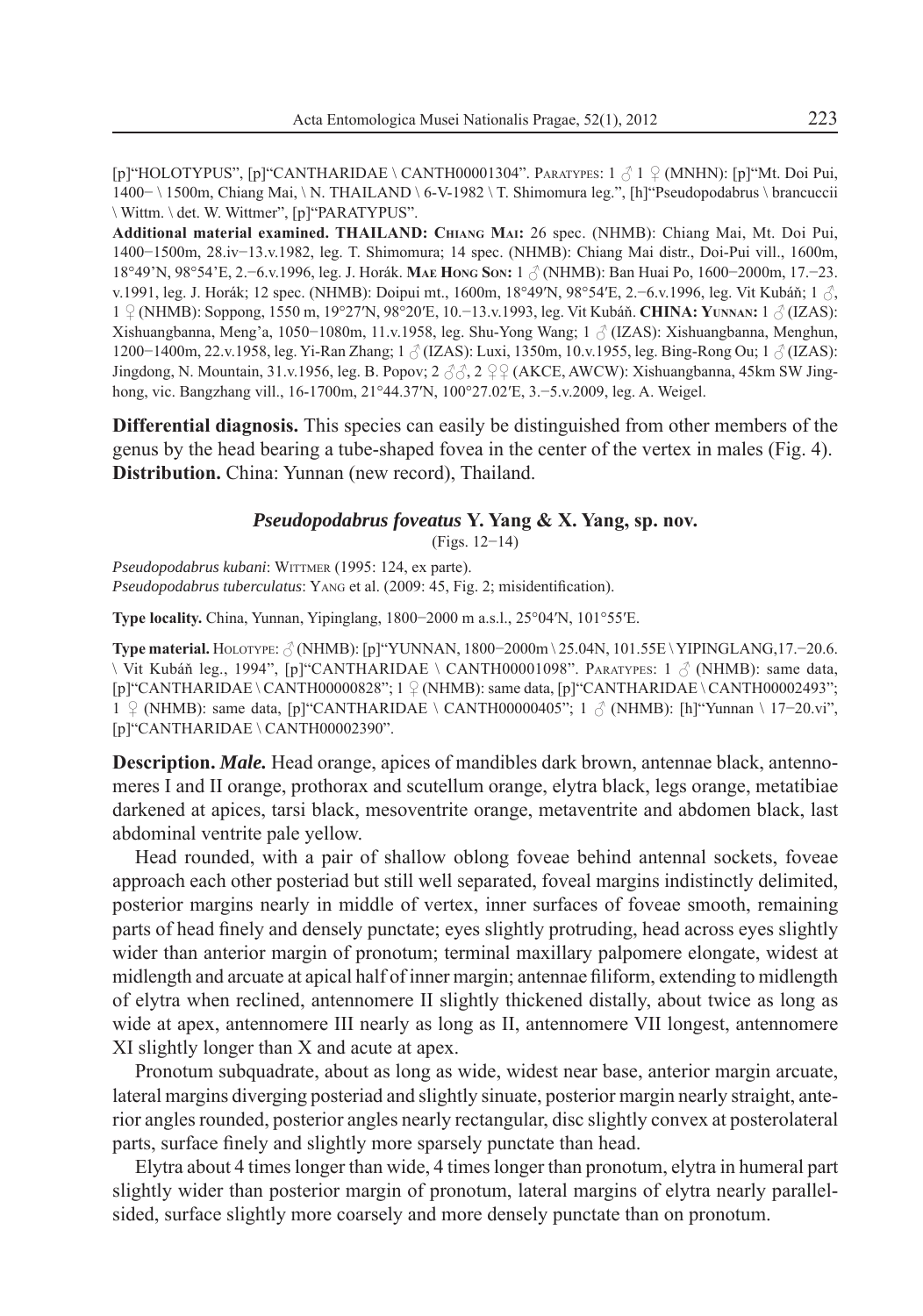[p]"HOLOTYPUS", [p]"CANTHARIDAE \ CANTH00001304". Paratypes: 1 ♂ 1 ♀ (MNHN): [p]"Mt. Doi Pui, 1400− \ 1500m, Chiang Mai, \ N. THAILAND \ 6-V-1982 \ T. Shimomura leg.", [h]"Pseudopodabrus \ brancuccii \ Wittm. \ det. W. Wittmer", [p]"PARATYPUS".

**Additional material examined. THAILAND: Chiang Mai:** 26 spec. (NHMB): Chiang Mai, Mt. Doi Pui, 1400−1500m, 28.iv−13.v.1982, leg. T. Shimomura; 14 spec. (NHMB): Chiang Mai distr., Doi-Pui vill., 1600m, 18°49'N, 98°54'E, 2.−6.v.1996, leg. J. Horák. **Mae Hong Son:** 1 ♂ (NHMB): Ban Huai Po, 1600−2000m, 17.−23. v.1991, leg. J. Horák; 12 spec. (NHMB): Doipui mt., 1600m, 18°49′N, 98°54′E, 2.−6.v.1996, leg. Vit Kubáň; 1 ♂, 1 ♀ (NHMB): Soppong, 1550 m, 19°27′N, 98°20′E, 10.−13.v.1993, leg. Vit Kubáň. **CHINA: Yunnan:** 1 ♂ (IZAS): Xishuangbanna, Meng'a, 1050−1080m, 11.v.1958, leg. Shu-Yong Wang; 1 ♂ (IZAS): Xishuangbanna, Menghun, 1200−1400m, 22.v.1958, leg. Yi-Ran Zhang; 1 ♂ (IZAS): Luxi, 1350m, 10.v.1955, leg. Bing-Rong Ou; 1 ♂ (IZAS): Jingdong, N. Mountain, 31.v.1956, leg. B. Popov; 2 ♂♂, 2 ♀♀ (AKCE, AWCW): Xishuangbanna, 45km SW Jinghong, vic. Bangzhang vill., 16-1700m, 21°44.37′N, 100°27.02′E, 3.−5.v.2009, leg. A. Weigel.

**Differential diagnosis.** This species can easily be distinguished from other members of the genus by the head bearing a tube-shaped fovea in the center of the vertex in males (Fig. 4).
**Distribution.** China: Yunnan (new record), Thailand.

### *Pseudopodabrus foveatus* Y. Yang & X. Yang, sp. nov.

(Figs. 12−14)

*Pseudopodabrus kubani*: Wittmer (1995: 124, ex parte).
*Pseudopodabrus tuberculatus*: Yang et al. (2009: 45, Fig. 2; misidentification).

**Type locality.** China, Yunnan, Yipinglang, 1800−2000 m a.s.l., 25°04′N, 101°55′E.

**Type material.** Holotype: ♂ (NHMB): [p]"YUNNAN, 1800−2000m \ 25.04N, 101.55E \ YIPINGLANG,17.−20.6. \ Vit Kubáň leg., 1994", [p]"CANTHARIDAE \ CANTH00001098". Paratypes: 1 ♂ (NHMB): same data, [p]"CANTHARIDAE \ CANTH00000828"; 1 ♀ (NHMB): same data, [p]"CANTHARIDAE \ CANTH00002493"; 1 ♀ (NHMB): same data, [p]"CANTHARIDAE \ CANTH00000405"; 1 ♂ (NHMB): [h]"Yunnan \ 17−20.vi", [p]"CANTHARIDAE \ CANTH00002390".

**Description.** ***Male.*** Head orange, apices of mandibles dark brown, antennae black, antennomeres I and II orange, prothorax and scutellum orange, elytra black, legs orange, metatibiae darkened at apices, tarsi black, mesoventrite orange, metaventrite and abdomen black, last abdominal ventrite pale yellow.

Head rounded, with a pair of shallow oblong foveae behind antennal sockets, foveae approach each other posteriad but still well separated, foveal margins indistinctly delimited, posterior margins nearly in middle of vertex, inner surfaces of foveae smooth, remaining parts of head finely and densely punctate; eyes slightly protruding, head across eyes slightly wider than anterior margin of pronotum; terminal maxillary palpomere elongate, widest at midlength and arcuate at apical half of inner margin; antennae filiform, extending to midlength of elytra when reclined, antennomere II slightly thickened distally, about twice as long as wide at apex, antennomere III nearly as long as II, antennomere VII longest, antennomere XI slightly longer than X and acute at apex.

Pronotum subquadrate, about as long as wide, widest near base, anterior margin arcuate, lateral margins diverging posteriad and slightly sinuate, posterior margin nearly straight, anterior angles rounded, posterior angles nearly rectangular, disc slightly convex at posterolateral parts, surface finely and slightly more sparsely punctate than head.

Elytra about 4 times longer than wide, 4 times longer than pronotum, elytra in humeral part slightly wider than posterior margin of pronotum, lateral margins of elytra nearly parallel-sided, surface slightly more coarsely and more densely punctate than on pronotum.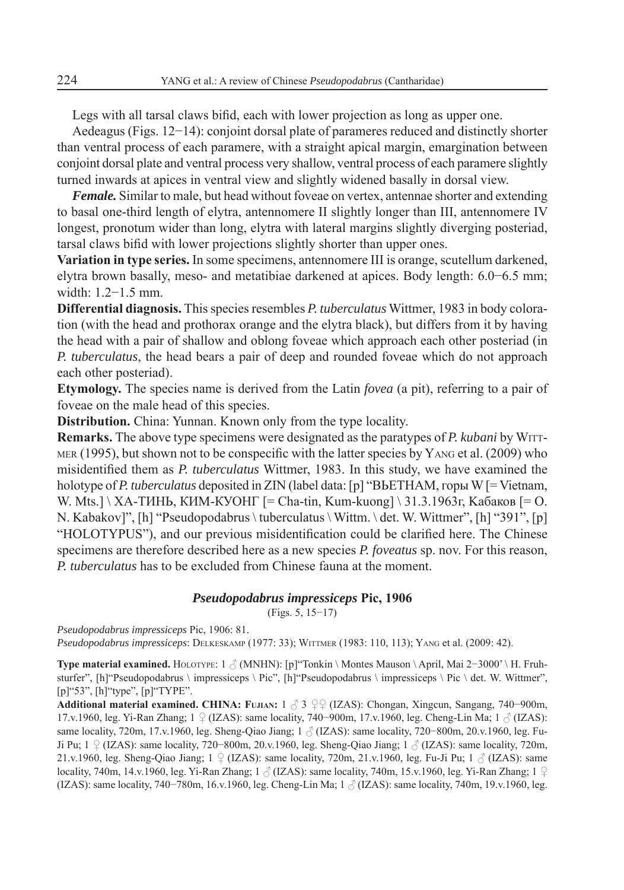Legs with all tarsal claws bifid, each with lower projection as long as upper one.

Aedeagus (Figs. 12−14): conjoint dorsal plate of parameres reduced and distinctly shorter than ventral process of each paramere, with a straight apical margin, emargination between conjoint dorsal plate and ventral process very shallow, ventral process of each paramere slightly turned inwards at apices in ventral view and slightly widened basally in dorsal view.

***Female.*** Similar to male, but head without foveae on vertex, antennae shorter and extending to basal one-third length of elytra, antennomere II slightly longer than III, antennomere IV longest, pronotum wider than long, elytra with lateral margins slightly diverging posteriad, tarsal claws bifid with lower projections slightly shorter than upper ones.

**Variation in type series.** In some specimens, antennomere III is orange, scutellum darkened, elytra brown basally, meso- and metatibiae darkened at apices. Body length: 6.0−6.5 mm; width: 1.2−1.5 mm.

**Differential diagnosis.** This species resembles *P. tuberculatus* Wittmer, 1983 in body coloration (with the head and prothorax orange and the elytra black), but differs from it by having the head with a pair of shallow and oblong foveae which approach each other posteriad (in *P. tuberculatus*, the head bears a pair of deep and rounded foveae which do not approach each other posteriad).

**Etymology.** The species name is derived from the Latin *fovea* (a pit), referring to a pair of foveae on the male head of this species.

**Distribution.** China: Yunnan. Known only from the type locality.

**Remarks.** The above type specimens were designated as the paratypes of *P. kubani* by Wittmer (1995), but shown not to be conspecific with the latter species by Yang et al. (2009) who misidentified them as *P. tuberculatus* Wittmer, 1983. In this study, we have examined the holotype of *P. tuberculatus* deposited in ZIN (label data: [p] "ВЬЕТНАМ, горы W [= Vietnam, W. Mts.] \ ХА-ТИНЬ, КИМ-КУОНГ [= Cha-tin, Kum-kuong] \ 31.3.1963г, Кабаков [= O. N. Kabakov]", [h] "Pseudopodabrus \ tuberculatus \ Wittm. \ det. W. Wittmer", [h] "391", [p] "HOLOTYPUS"), and our previous misidentification could be clarified here. The Chinese specimens are therefore described here as a new species *P. foveatus* sp. nov. For this reason, *P. tuberculatus* has to be excluded from Chinese fauna at the moment.

### *Pseudopodabrus impressiceps* Pic, 1906

(Figs. 5, 15−17)

*Pseudopodabrus impressiceps* Pic, 1906: 81.
*Pseudopodabrus impressiceps*: Delkeskamp (1977: 33); Wittmer (1983: 110, 113); Yang et al. (2009: 42).

**Type material examined.** Holotype: 1 ♂ (MNHN): [p]"Tonkin \ Montes Mauson \ April, Mai 2−3000' \ H. Fruhsturfer", [h]"Pseudopodabrus \ impressiceps \ Pic", [h]"Pseudopodabrus \ impressiceps \ Pic \ det. W. Wittmer", [p]"53", [h]"type", [p]"TYPE".

**Additional material examined. CHINA: Fujian:** 1 ♂ 3 ♀♀ (IZAS): Chongan, Xingcun, Sangang, 740−900m, 17.v.1960, leg. Yi-Ran Zhang; 1 ♀ (IZAS): same locality, 740−900m, 17.v.1960, leg. Cheng-Lin Ma; 1 ♂ (IZAS): same locality, 720m, 17.v.1960, leg. Sheng-Qiao Jiang; 1 ♂ (IZAS): same locality, 720−800m, 20.v.1960, leg. Fu-Ji Pu; 1 ♀ (IZAS): same locality, 720−800m, 20.v.1960, leg. Sheng-Qiao Jiang; 1 ♂ (IZAS): same locality, 720m, 21.v.1960, leg. Sheng-Qiao Jiang; 1 ♀ (IZAS): same locality, 720m, 21.v.1960, leg. Fu-Ji Pu; 1 ♂ (IZAS): same locality, 740m, 14.v.1960, leg. Yi-Ran Zhang; 1 ♂ (IZAS): same locality, 740m, 15.v.1960, leg. Yi-Ran Zhang; 1 ♀ (IZAS): same locality, 740−780m, 16.v.1960, leg. Cheng-Lin Ma; 1 ♂ (IZAS): same locality, 740m, 19.v.1960, leg.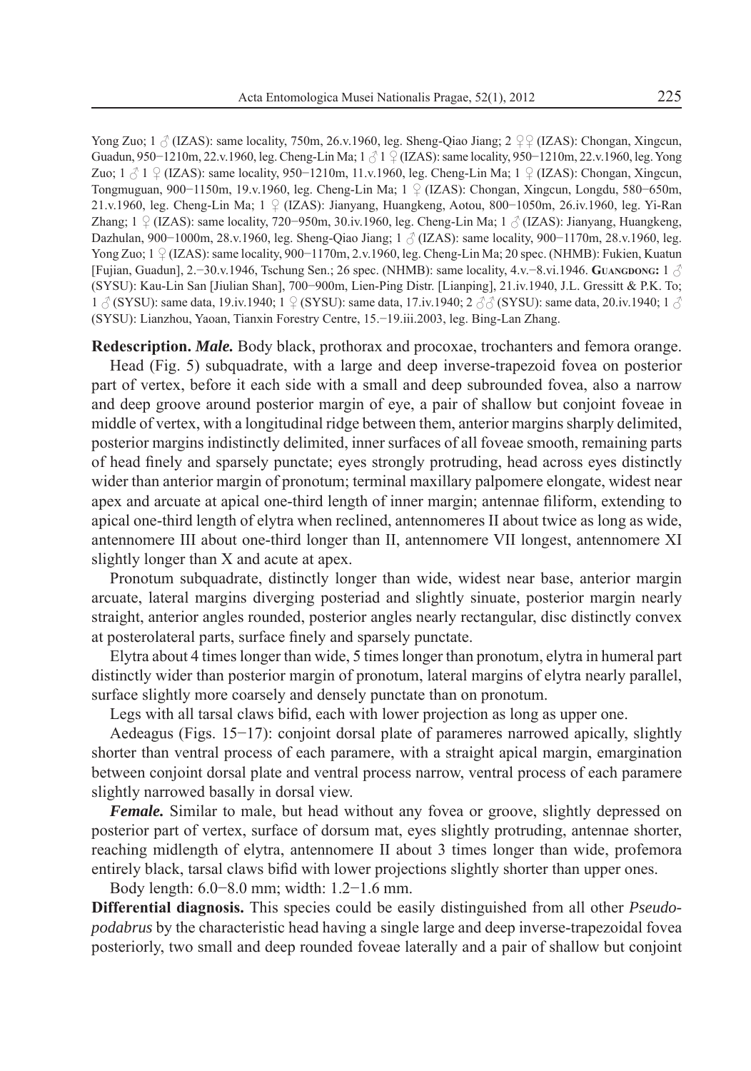Yong Zuo; 1 ♂ (IZAS): same locality, 750m, 26.v.1960, leg. Sheng-Qiao Jiang; 2 ♀♀ (IZAS): Chongan, Xingcun, Guadun, 950−1210m, 22.v.1960, leg. Cheng-Lin Ma; 1 ♂ 1 ♀ (IZAS): same locality, 950−1210m, 22.v.1960, leg. Yong Zuo; 1 ♂ 1 ♀ (IZAS): same locality, 950−1210m, 11.v.1960, leg. Cheng-Lin Ma; 1 ♀ (IZAS): Chongan, Xingcun, Tongmuguan, 900−1150m, 19.v.1960, leg. Cheng-Lin Ma; 1 ♀ (IZAS): Chongan, Xingcun, Longdu, 580−650m, 21.v.1960, leg. Cheng-Lin Ma; 1 ♀ (IZAS): Jianyang, Huangkeng, Aotou, 800−1050m, 26.iv.1960, leg. Yi-Ran Zhang; 1 ♀ (IZAS): same locality, 720−950m, 30.iv.1960, leg. Cheng-Lin Ma; 1 ♂ (IZAS): Jianyang, Huangkeng, Dazhulan, 900−1000m, 28.v.1960, leg. Sheng-Qiao Jiang; 1 ♂ (IZAS): same locality, 900−1170m, 28.v.1960, leg. Yong Zuo; 1 ♀ (IZAS): same locality, 900−1170m, 2.v.1960, leg. Cheng-Lin Ma; 20 spec. (NHMB): Fukien, Kuatun [Fujian, Guadun], 2.−30.v.1946, Tschung Sen.; 26 spec. (NHMB): same locality, 4.v.−8.vi.1946. **Guangdong:** 1 ♂ (SYSU): Kau-Lin San [Jiulian Shan], 700−900m, Lien-Ping Distr. [Lianping], 21.iv.1940, J.L. Gressitt & P.K. To; 1 ♂ (SYSU): same data, 19.iv.1940; 1 ♀ (SYSU): same data, 17.iv.1940; 2 ♂♂ (SYSU): same data, 20.iv.1940; 1 ♂ (SYSU): Lianzhou, Yaoan, Tianxin Forestry Centre, 15.−19.iii.2003, leg. Bing-Lan Zhang.

**Redescription.** ***Male.*** Body black, prothorax and procoxae, trochanters and femora orange.

Head (Fig. 5) subquadrate, with a large and deep inverse-trapezoid fovea on posterior part of vertex, before it each side with a small and deep subrounded fovea, also a narrow and deep groove around posterior margin of eye, a pair of shallow but conjoint foveae in middle of vertex, with a longitudinal ridge between them, anterior margins sharply delimited, posterior margins indistinctly delimited, inner surfaces of all foveae smooth, remaining parts of head finely and sparsely punctate; eyes strongly protruding, head across eyes distinctly wider than anterior margin of pronotum; terminal maxillary palpomere elongate, widest near apex and arcuate at apical one-third length of inner margin; antennae filiform, extending to apical one-third length of elytra when reclined, antennomeres II about twice as long as wide, antennomere III about one-third longer than II, antennomere VII longest, antennomere XI slightly longer than X and acute at apex.

Pronotum subquadrate, distinctly longer than wide, widest near base, anterior margin arcuate, lateral margins diverging posteriad and slightly sinuate, posterior margin nearly straight, anterior angles rounded, posterior angles nearly rectangular, disc distinctly convex at posterolateral parts, surface finely and sparsely punctate.

Elytra about 4 times longer than wide, 5 times longer than pronotum, elytra in humeral part distinctly wider than posterior margin of pronotum, lateral margins of elytra nearly parallel, surface slightly more coarsely and densely punctate than on pronotum.

Legs with all tarsal claws bifid, each with lower projection as long as upper one.

Aedeagus (Figs. 15−17): conjoint dorsal plate of parameres narrowed apically, slightly shorter than ventral process of each paramere, with a straight apical margin, emargination between conjoint dorsal plate and ventral process narrow, ventral process of each paramere slightly narrowed basally in dorsal view.

***Female.*** Similar to male, but head without any fovea or groove, slightly depressed on posterior part of vertex, surface of dorsum mat, eyes slightly protruding, antennae shorter, reaching midlength of elytra, antennomere II about 3 times longer than wide, profemora entirely black, tarsal claws bifid with lower projections slightly shorter than upper ones.

Body length: 6.0−8.0 mm; width: 1.2−1.6 mm.

**Differential diagnosis.** This species could be easily distinguished from all other *Pseudopodabrus* by the characteristic head having a single large and deep inverse-trapezoidal fovea posteriorly, two small and deep rounded foveae laterally and a pair of shallow but conjoint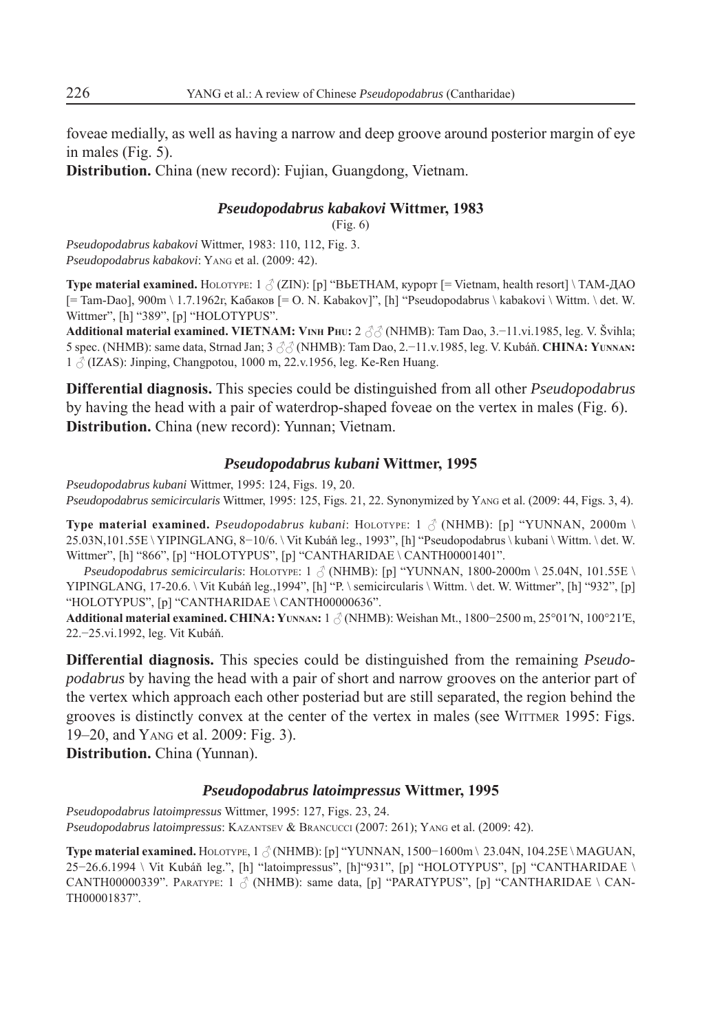foveae medially, as well as having a narrow and deep groove around posterior margin of eye in males (Fig. 5).

**Distribution.** China (new record): Fujian, Guangdong, Vietnam.

### *Pseudopodabrus kabakovi* Wittmer, 1983

(Fig. 6)

*Pseudopodabrus kabakovi* Wittmer, 1983: 110, 112, Fig. 3.
*Pseudopodabrus kabakovi*: Yang et al. (2009: 42).

**Type material examined.** Holotype: 1 ♂ (ZIN): [p] "ВЬЕТНАМ, курорт [= Vietnam, health resort] \ ТАМ-ДАО [= Tam-Dao], 900m \ 1.7.1962г, Кабаков [= O. N. Kabakov]", [h] "Pseudopodabrus \ kabakovi \ Wittm. \ det. W. Wittmer", [h] "389", [p] "HOLOTYPUS".

**Additional material examined. VIETNAM: Vinh Phu:** 2 ♂♂ (NHMB): Tam Dao, 3.−11.vi.1985, leg. V. Švihla; 5 spec. (NHMB): same data, Strnad Jan; 3 ♂♂ (NHMB): Tam Dao, 2.−11.v.1985, leg. V. Kubáň. **CHINA: Yunnan:** 1 ♂ (IZAS): Jinping, Changpotou, 1000 m, 22.v.1956, leg. Ke-Ren Huang.

**Differential diagnosis.** This species could be distinguished from all other *Pseudopodabrus* by having the head with a pair of waterdrop-shaped foveae on the vertex in males (Fig. 6).

**Distribution.** China (new record): Yunnan; Vietnam.

### *Pseudopodabrus kubani* Wittmer, 1995

*Pseudopodabrus kubani* Wittmer, 1995: 124, Figs. 19, 20.
*Pseudopodabrus semicircularis* Wittmer, 1995: 125, Figs. 21, 22. Synonymized by Yang et al. (2009: 44, Figs. 3, 4).

**Type material examined.** *Pseudopodabrus kubani*: Holotype: 1 ♂ (NHMB): [p] "YUNNAN, 2000m \ 25.03N,101.55E \ YIPINGLANG, 8−10/6. \ Vit Kubáň leg., 1993", [h] "Pseudopodabrus \ kubani \ Wittm. \ det. W. Wittmer", [h] "866", [p] "HOLOTYPUS", [p] "CANTHARIDAE \ CANTH00001401".

*Pseudopodabrus semicircularis*: Holotype: 1 ♂ (NHMB): [p] "YUNNAN, 1800-2000m \ 25.04N, 101.55E \ YIPINGLANG, 17-20.6. \ Vit Kubáň leg.,1994", [h] "P. \ semicircularis \ Wittm. \ det. W. Wittmer", [h] "932", [p] "HOLOTYPUS", [p] "CANTHARIDAE \ CANTH00000636".

**Additional material examined. CHINA: Yunnan:** 1 ♂ (NHMB): Weishan Mt., 1800−2500 m, 25°01′N, 100°21′E, 22.−25.vi.1992, leg. Vit Kubáň.

**Differential diagnosis.** This species could be distinguished from the remaining *Pseudopodabrus* by having the head with a pair of short and narrow grooves on the anterior part of the vertex which approach each other posteriad but are still separated, the region behind the grooves is distinctly convex at the center of the vertex in males (see Wittmer 1995: Figs. 19–20, and Yang et al. 2009: Fig. 3).

**Distribution.** China (Yunnan).

### *Pseudopodabrus latoimpressus* Wittmer, 1995

*Pseudopodabrus latoimpressus* Wittmer, 1995: 127, Figs. 23, 24.
*Pseudopodabrus latoimpressus*: Kazantsev & Brancucci (2007: 261); Yang et al. (2009: 42).

**Type material examined.** Holotype, 1 ♂ (NHMB): [p] "YUNNAN, 1500−1600m \ 23.04N, 104.25E \ MAGUAN, 25−26.6.1994 \ Vit Kubáň leg.", [h] "latoimpressus", [h]"931", [p] "HOLOTYPUS", [p] "CANTHARIDAE \ CANTH00000339". Paratype: 1 ♂ (NHMB): same data, [p] "PARATYPUS", [p] "CANTHARIDAE \ CANTH00001837".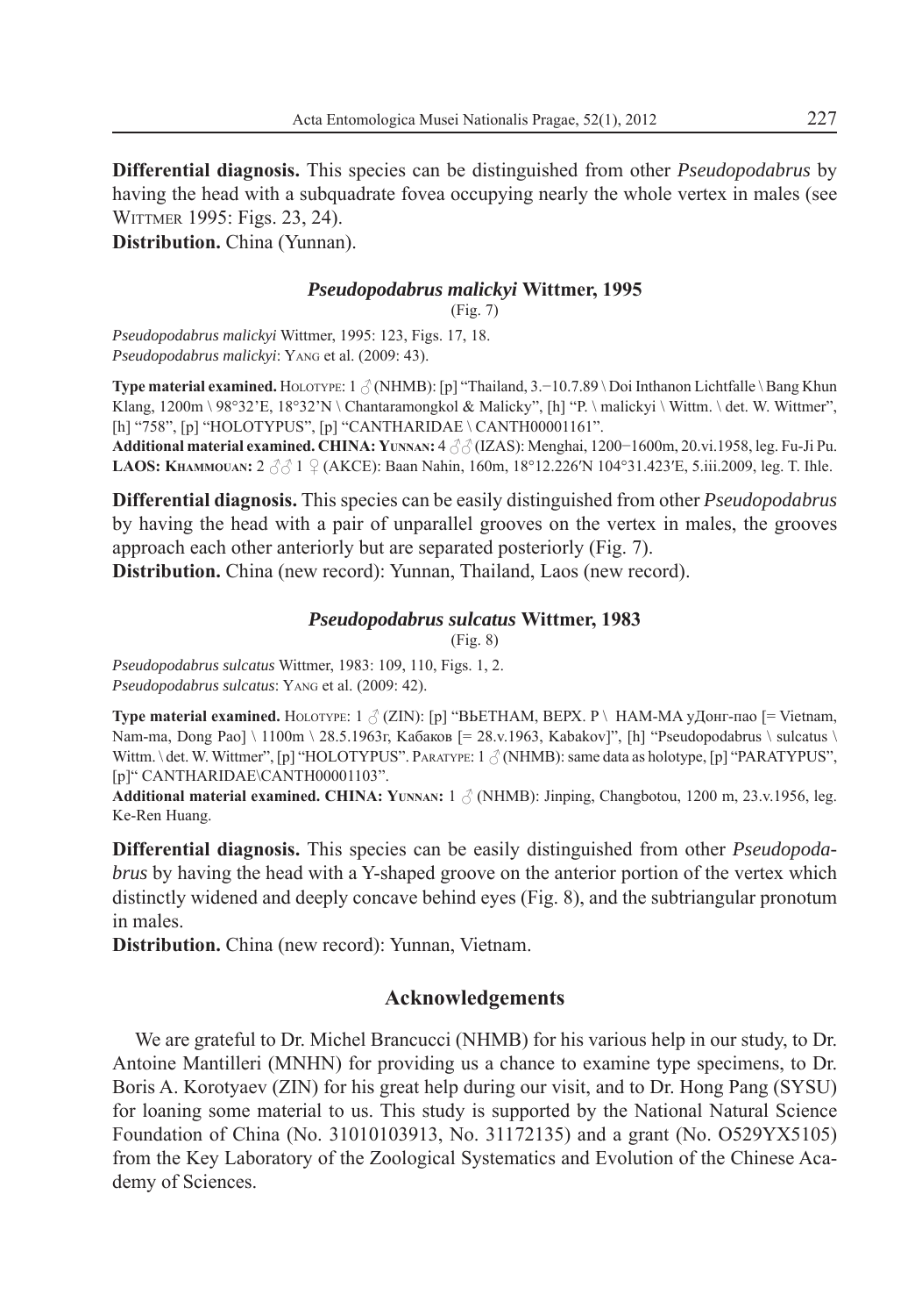**Differential diagnosis.** This species can be distinguished from other *Pseudopodabrus* by having the head with a subquadrate fovea occupying nearly the whole vertex in males (see Wittmer 1995: Figs. 23, 24).
**Distribution.** China (Yunnan).

### *Pseudopodabrus malickyi* Wittmer, 1995

(Fig. 7)

*Pseudopodabrus malickyi* Wittmer, 1995: 123, Figs. 17, 18.
*Pseudopodabrus malickyi*: Yang et al. (2009: 43).

**Type material examined.** Holotype: 1 ♂ (NHMB): [p] "Thailand, 3.−10.7.89 \ Doi Inthanon Lichtfalle \ Bang Khun Klang, 1200m \ 98°32'E, 18°32'N \ Chantaramongkol & Malicky", [h] "P. \ malickyi \ Wittm. \ det. W. Wittmer", [h] "758", [p] "HOLOTYPUS", [p] "CANTHARIDAE \ CANTH00001161".
**Additional material examined. CHINA: Yunnan:** 4 ♂♂ (IZAS): Menghai, 1200−1600m, 20.vi.1958, leg. Fu-Ji Pu. **LAOS: Khammouan:** 2 ♂♂ 1 ♀ (AKCE): Baan Nahin, 160m, 18°12.226′N 104°31.423′E, 5.iii.2009, leg. T. Ihle.

**Differential diagnosis.** This species can be easily distinguished from other *Pseudopodabrus* by having the head with a pair of unparallel grooves on the vertex in males, the grooves approach each other anteriorly but are separated posteriorly (Fig. 7).
**Distribution.** China (new record): Yunnan, Thailand, Laos (new record).

### *Pseudopodabrus sulcatus* Wittmer, 1983

(Fig. 8)

*Pseudopodabrus sulcatus* Wittmer, 1983: 109, 110, Figs. 1, 2.
*Pseudopodabrus sulcatus*: Yang et al. (2009: 42).

**Type material examined.** Holotype: 1 ♂ (ZIN): [p] "ВЬЕТНАМ, ВЕРХ. Р \ НАМ-МА уДонг-пао [= Vietnam, Nam-ma, Dong Pao] \ 1100m \ 28.5.1963г, Кабаков [= 28.v.1963, Kabakov]", [h] "Pseudopodabrus \ sulcatus \ Wittm. \ det. W. Wittmer", [p] "HOLOTYPUS". Paratype: 1 ♂ (NHMB): same data as holotype, [p] "PARATYPUS", [p]" CANTHARIDAE\CANTH00001103".
**Additional material examined. CHINA: Yunnan:** 1 ♂ (NHMB): Jinping, Changbotou, 1200 m, 23.v.1956, leg. Ke-Ren Huang.

**Differential diagnosis.** This species can be easily distinguished from other *Pseudopodabrus* by having the head with a Y-shaped groove on the anterior portion of the vertex which distinctly widened and deeply concave behind eyes (Fig. 8), and the subtriangular pronotum in males.
**Distribution.** China (new record): Yunnan, Vietnam.

## Acknowledgements

We are grateful to Dr. Michel Brancucci (NHMB) for his various help in our study, to Dr. Antoine Mantilleri (MNHN) for providing us a chance to examine type specimens, to Dr. Boris A. Korotyaev (ZIN) for his great help during our visit, and to Dr. Hong Pang (SYSU) for loaning some material to us. This study is supported by the National Natural Science Foundation of China (No. 31010103913, No. 31172135) and a grant (No. O529YX5105) from the Key Laboratory of the Zoological Systematics and Evolution of the Chinese Academy of Sciences.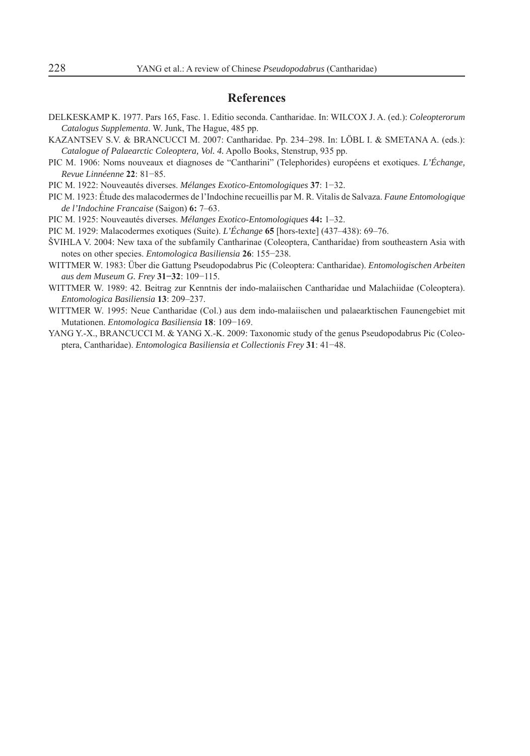## References

DELKESKAMP K. 1977. Pars 165, Fasc. 1. Editio seconda. Cantharidae. In: WILCOX J. A. (ed.): *Coleopterorum Catalogus Supplementa*. W. Junk, The Hague, 485 pp.

KAZANTSEV S.V. & BRANCUCCI M. 2007: Cantharidae. Pp. 234–298. In: LÖBL I. & SMETANA A. (eds.): *Catalogue of Palaearctic Coleoptera, Vol. 4.* Apollo Books, Stenstrup, 935 pp.

PIC M. 1906: Noms nouveaux et diagnoses de "Cantharini" (Telephorides) européens et exotiques. *L'Échange, Revue Linnéenne* **22**: 81−85.

PIC M. 1922: Nouveautés diverses. *Mélanges Exotico-Entomologiques* **37**: 1−32.

PIC M. 1923: Étude des malacodermes de l'Indochine recueillis par M. R. Vitalis de Salvaza. *Faune Entomologique de l'Indochine Francaise* (Saigon) **6:** 7–63.

PIC M. 1925: Nouveautés diverses. *Mélanges Exotico-Entomologiques* **44:** 1–32.

PIC M. 1929: Malacodermes exotiques (Suite). *L'Échange* **65** [hors-texte] (437–438): 69–76.

ŠVIHLA V. 2004: New taxa of the subfamily Cantharinae (Coleoptera, Cantharidae) from southeastern Asia with notes on other species. *Entomologica Basiliensia* **26**: 155−238.

WITTMER W. 1983: Über die Gattung Pseudopodabrus Pic (Coleoptera: Cantharidae). *Entomologischen Arbeiten aus dem Museum G. Frey* **31−32**: 109−115.

WITTMER W. 1989: 42. Beitrag zur Kenntnis der indo-malaiischen Cantharidae und Malachiidae (Coleoptera). *Entomologica Basiliensia* **13**: 209–237.

WITTMER W. 1995: Neue Cantharidae (Col.) aus dem indo-malaiischen und palaearktischen Faunengebiet mit Mutationen. *Entomologica Basiliensia* **18**: 109−169.

YANG Y.-X., BRANCUCCI M. & YANG X.-K. 2009: Taxonomic study of the genus Pseudopodabrus Pic (Coleoptera, Cantharidae). *Entomologica Basiliensia et Collectionis Frey* **31**: 41−48.